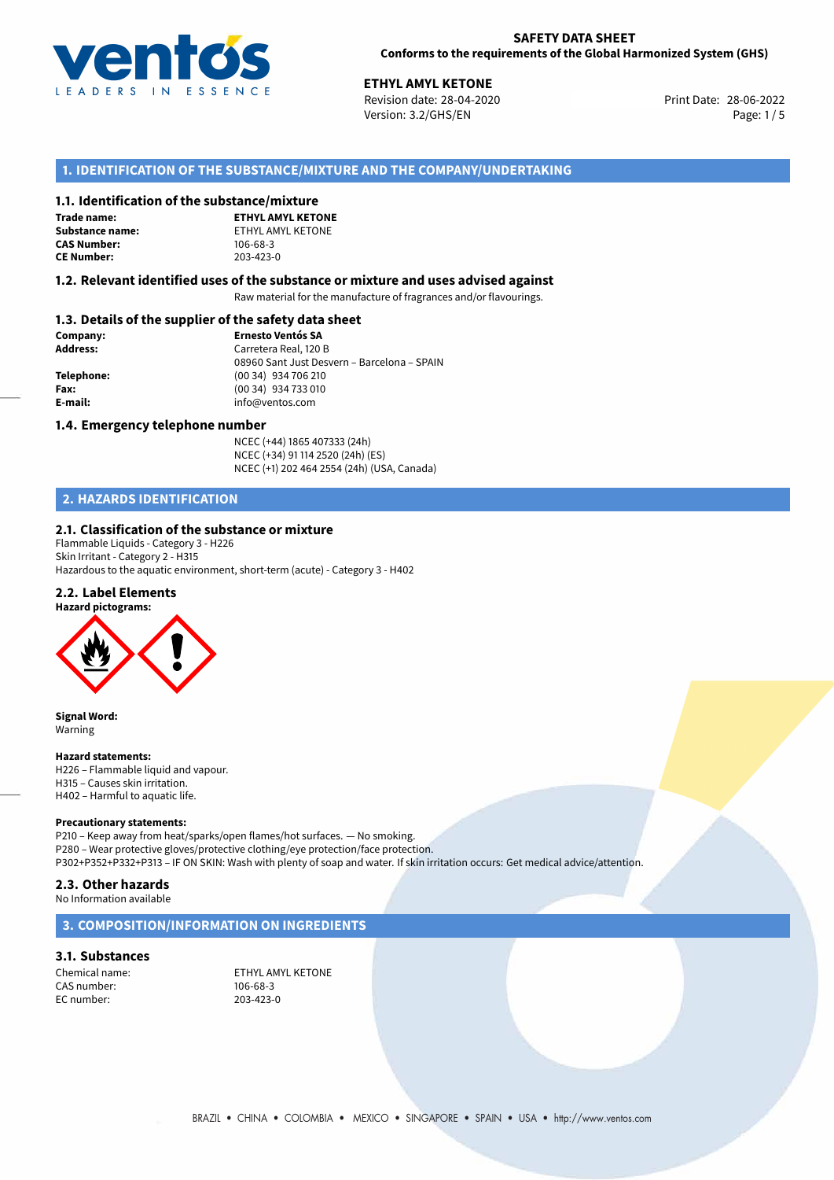**SAFETY DATA SHEET**
**Conforms to the requirements of the Global Harmonized System (GHS)**

**ETHYL AMYL KETONE**
Revision date: 28-04-2020
Version: 3.2/GHS/EN
Print Date: 28-06-2022

## 1. IDENTIFICATION OF THE SUBSTANCE/MIXTURE AND THE COMPANY/UNDERTAKING

### 1.1. Identification of the substance/mixture

**Trade name:** **ETHYL AMYL KETONE**
**Substance name:** ETHYL AMYL KETONE
**CAS Number:** 106-68-3
**CE Number:** 203-423-0

### 1.2. Relevant identified uses of the substance or mixture and uses advised against

Raw material for the manufacture of fragrances and/or flavourings.

### 1.3. Details of the supplier of the safety data sheet

**Company:** **Ernesto Ventós SA**
**Address:** Carretera Real, 120 B
08960 Sant Just Desvern – Barcelona – SPAIN
**Telephone:** (00 34) 934 706 210
**Fax:** (00 34) 934 733 010
**E-mail:** info@ventos.com

### 1.4. Emergency telephone number

NCEC (+44) 1865 407333 (24h)
NCEC (+34) 91 114 2520 (24h) (ES)
NCEC (+1) 202 464 2554 (24h) (USA, Canada)

## 2. HAZARDS IDENTIFICATION

### 2.1. Classification of the substance or mixture

Flammable Liquids - Category 3 - H226
Skin Irritant - Category 2 - H315
Hazardous to the aquatic environment, short-term (acute) - Category 3 - H402

### 2.2. Label Elements

**Hazard pictograms:**

**Signal Word:**
Warning

**Hazard statements:**
H226 – Flammable liquid and vapour.
H315 – Causes skin irritation.
H402 – Harmful to aquatic life.

**Precautionary statements:**
P210 – Keep away from heat/sparks/open flames/hot surfaces. — No smoking.
P280 – Wear protective gloves/protective clothing/eye protection/face protection.
P302+P352+P332+P313 – IF ON SKIN: Wash with plenty of soap and water. If skin irritation occurs: Get medical advice/attention.

### 2.3. Other hazards

No Information available

## 3. COMPOSITION/INFORMATION ON INGREDIENTS

### 3.1. Substances

Chemical name: ETHYL AMYL KETONE
CAS number: 106-68-3
EC number: 203-423-0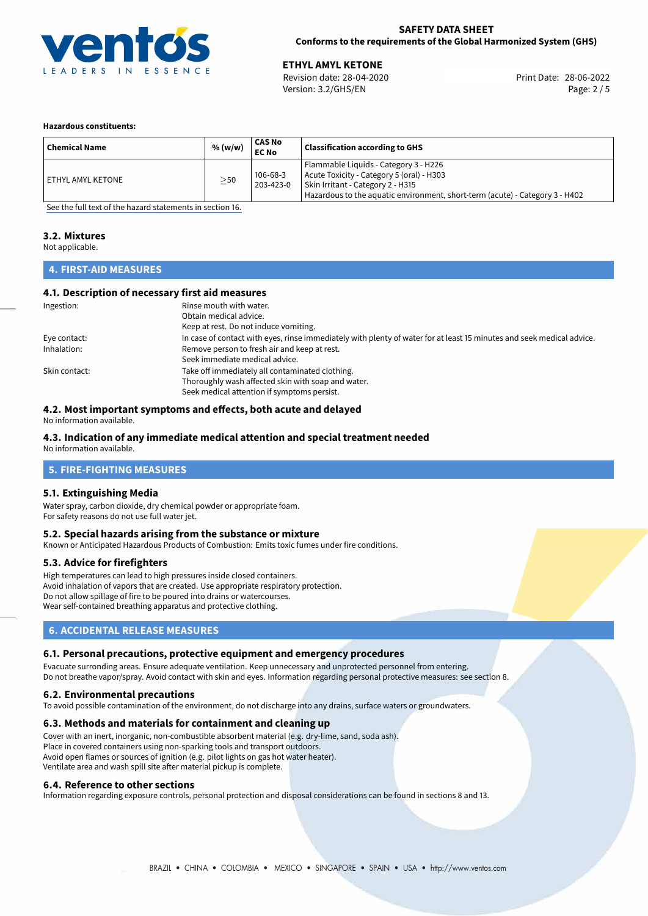**Hazardous constituents:**

| Chemical Name | % (w/w) | CAS No EC No | Classification according to GHS |
|---|---|---|---|
| ETHYL AMYL KETONE | ≥50 | 106-68-3 203-423-0 | Flammable Liquids - Category 3 - H226 Acute Toxicity - Category 5 (oral) - H303 Skin Irritant - Category 2 - H315 Hazardous to the aquatic environment, short-term (acute) - Category 3 - H402 |

See the full text of the hazard statements in section 16.

### 3.2. Mixtures

Not applicable.

## 4. FIRST-AID MEASURES

### 4.1. Description of necessary first aid measures

Ingestion: Rinse mouth with water.
Obtain medical advice.
Keep at rest. Do not induce vomiting.

Eye contact: In case of contact with eyes, rinse immediately with plenty of water for at least 15 minutes and seek medical advice.

Inhalation: Remove person to fresh air and keep at rest.
Seek immediate medical advice.

Skin contact: Take off immediately all contaminated clothing.
Thoroughly wash affected skin with soap and water.
Seek medical attention if symptoms persist.

### 4.2. Most important symptoms and effects, both acute and delayed

No information available.

### 4.3. Indication of any immediate medical attention and special treatment needed

No information available.

## 5. FIRE-FIGHTING MEASURES

### 5.1. Extinguishing Media

Water spray, carbon dioxide, dry chemical powder or appropriate foam.
For safety reasons do not use full water jet.

### 5.2. Special hazards arising from the substance or mixture

Known or Anticipated Hazardous Products of Combustion: Emits toxic fumes under fire conditions.

### 5.3. Advice for firefighters

High temperatures can lead to high pressures inside closed containers.
Avoid inhalation of vapors that are created. Use appropriate respiratory protection.
Do not allow spillage of fire to be poured into drains or watercourses.
Wear self-contained breathing apparatus and protective clothing.

## 6. ACCIDENTAL RELEASE MEASURES

### 6.1. Personal precautions, protective equipment and emergency procedures

Evacuate surronding areas. Ensure adequate ventilation. Keep unnecessary and unprotected personnel from entering.
Do not breathe vapor/spray. Avoid contact with skin and eyes. Information regarding personal protective measures: see section 8.

### 6.2. Environmental precautions

To avoid possible contamination of the environment, do not discharge into any drains, surface waters or groundwaters.

### 6.3. Methods and materials for containment and cleaning up

Cover with an inert, inorganic, non-combustible absorbent material (e.g. dry-lime, sand, soda ash).
Place in covered containers using non-sparking tools and transport outdoors.
Avoid open flames or sources of ignition (e.g. pilot lights on gas hot water heater).
Ventilate area and wash spill site after material pickup is complete.

### 6.4. Reference to other sections

Information regarding exposure controls, personal protection and disposal considerations can be found in sections 8 and 13.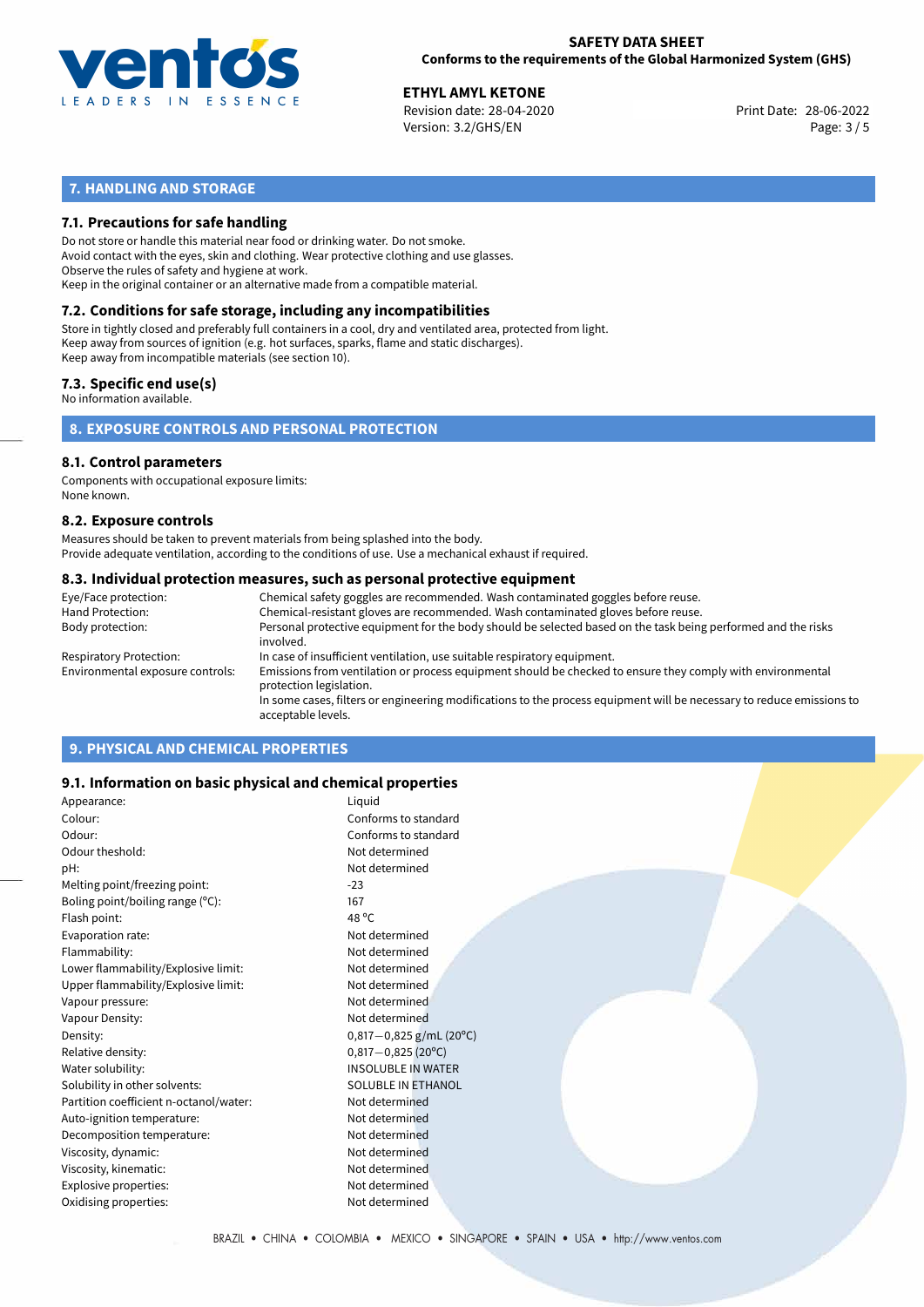## 7. HANDLING AND STORAGE

### 7.1. Precautions for safe handling

Do not store or handle this material near food or drinking water. Do not smoke.
Avoid contact with the eyes, skin and clothing. Wear protective clothing and use glasses.
Observe the rules of safety and hygiene at work.
Keep in the original container or an alternative made from a compatible material.

### 7.2. Conditions for safe storage, including any incompatibilities

Store in tightly closed and preferably full containers in a cool, dry and ventilated area, protected from light.
Keep away from sources of ignition (e.g. hot surfaces, sparks, flame and static discharges).
Keep away from incompatible materials (see section 10).

### 7.3. Specific end use(s)

No information available.

## 8. EXPOSURE CONTROLS AND PERSONAL PROTECTION

### 8.1. Control parameters

Components with occupational exposure limits:
None known.

### 8.2. Exposure controls

Measures should be taken to prevent materials from being splashed into the body.
Provide adequate ventilation, according to the conditions of use. Use a mechanical exhaust if required.

### 8.3. Individual protection measures, such as personal protective equipment

| | |
|---|---|
| Eye/Face protection: | Chemical safety goggles are recommended. Wash contaminated goggles before reuse. |
| Hand Protection: | Chemical-resistant gloves are recommended. Wash contaminated gloves before reuse. |
| Body protection: | Personal protective equipment for the body should be selected based on the task being performed and the risks involved. |
| Respiratory Protection: | In case of insufficient ventilation, use suitable respiratory equipment. |
| Environmental exposure controls: | Emissions from ventilation or process equipment should be checked to ensure they comply with environmental protection legislation. In some cases, filters or engineering modifications to the process equipment will be necessary to reduce emissions to acceptable levels. |

## 9. PHYSICAL AND CHEMICAL PROPERTIES

### 9.1. Information on basic physical and chemical properties

| | |
|---|---|
| Appearance: | Liquid |
| Colour: | Conforms to standard |
| Odour: | Conforms to standard |
| Odour theshold: | Not determined |
| pH: | Not determined |
| Melting point/freezing point: | -23 |
| Boling point/boiling range (°C): | 167 |
| Flash point: | 48 °C |
| Evaporation rate: | Not determined |
| Flammability: | Not determined |
| Lower flammability/Explosive limit: | Not determined |
| Upper flammability/Explosive limit: | Not determined |
| Vapour pressure: | Not determined |
| Vapour Density: | Not determined |
| Density: | 0,817—0,825 g/mL (20°C) |
| Relative density: | 0,817—0,825 (20°C) |
| Water solubility: | INSOLUBLE IN WATER |
| Solubility in other solvents: | SOLUBLE IN ETHANOL |
| Partition coefficient n-octanol/water: | Not determined |
| Auto-ignition temperature: | Not determined |
| Decomposition temperature: | Not determined |
| Viscosity, dynamic: | Not determined |
| Viscosity, kinematic: | Not determined |
| Explosive properties: | Not determined |
| Oxidising properties: | Not determined |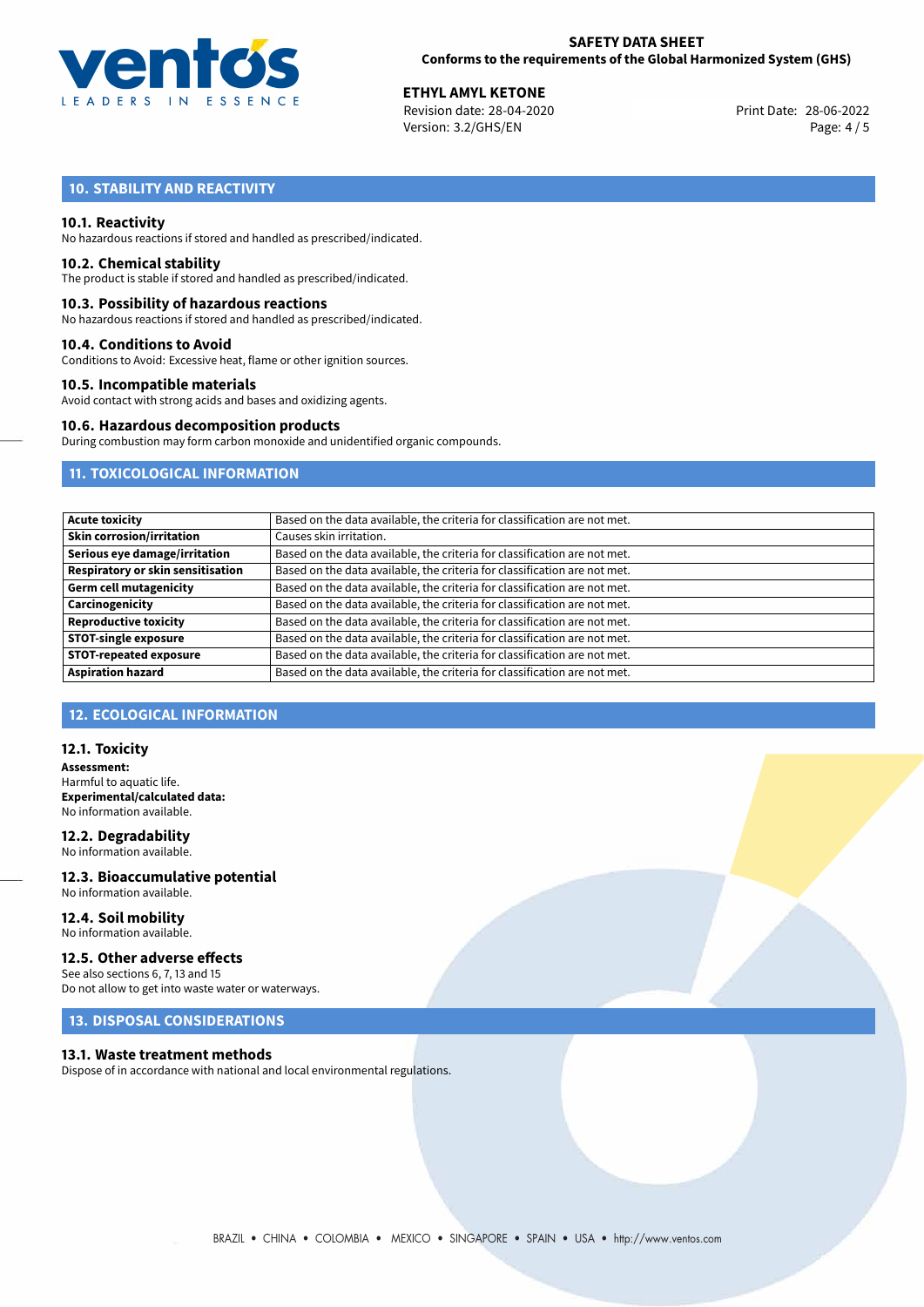## 10. STABILITY AND REACTIVITY

### 10.1. Reactivity
No hazardous reactions if stored and handled as prescribed/indicated.

### 10.2. Chemical stability
The product is stable if stored and handled as prescribed/indicated.

### 10.3. Possibility of hazardous reactions
No hazardous reactions if stored and handled as prescribed/indicated.

### 10.4. Conditions to Avoid
Conditions to Avoid: Excessive heat, flame or other ignition sources.

### 10.5. Incompatible materials
Avoid contact with strong acids and bases and oxidizing agents.

### 10.6. Hazardous decomposition products
During combustion may form carbon monoxide and unidentified organic compounds.

## 11. TOXICOLOGICAL INFORMATION

| | |
|---|---|
| **Acute toxicity** | Based on the data available, the criteria for classification are not met. |
| **Skin corrosion/irritation** | Causes skin irritation. |
| **Serious eye damage/irritation** | Based on the data available, the criteria for classification are not met. |
| **Respiratory or skin sensitisation** | Based on the data available, the criteria for classification are not met. |
| **Germ cell mutagenicity** | Based on the data available, the criteria for classification are not met. |
| **Carcinogenicity** | Based on the data available, the criteria for classification are not met. |
| **Reproductive toxicity** | Based on the data available, the criteria for classification are not met. |
| **STOT-single exposure** | Based on the data available, the criteria for classification are not met. |
| **STOT-repeated exposure** | Based on the data available, the criteria for classification are not met. |
| **Aspiration hazard** | Based on the data available, the criteria for classification are not met. |

## 12. ECOLOGICAL INFORMATION

### 12.1. Toxicity
**Assessment:**
Harmful to aquatic life.
**Experimental/calculated data:**
No information available.

### 12.2. Degradability
No information available.

### 12.3. Bioaccumulative potential
No information available.

### 12.4. Soil mobility
No information available.

### 12.5. Other adverse effects
See also sections 6, 7, 13 and 15
Do not allow to get into waste water or waterways.

## 13. DISPOSAL CONSIDERATIONS

### 13.1. Waste treatment methods
Dispose of in accordance with national and local environmental regulations.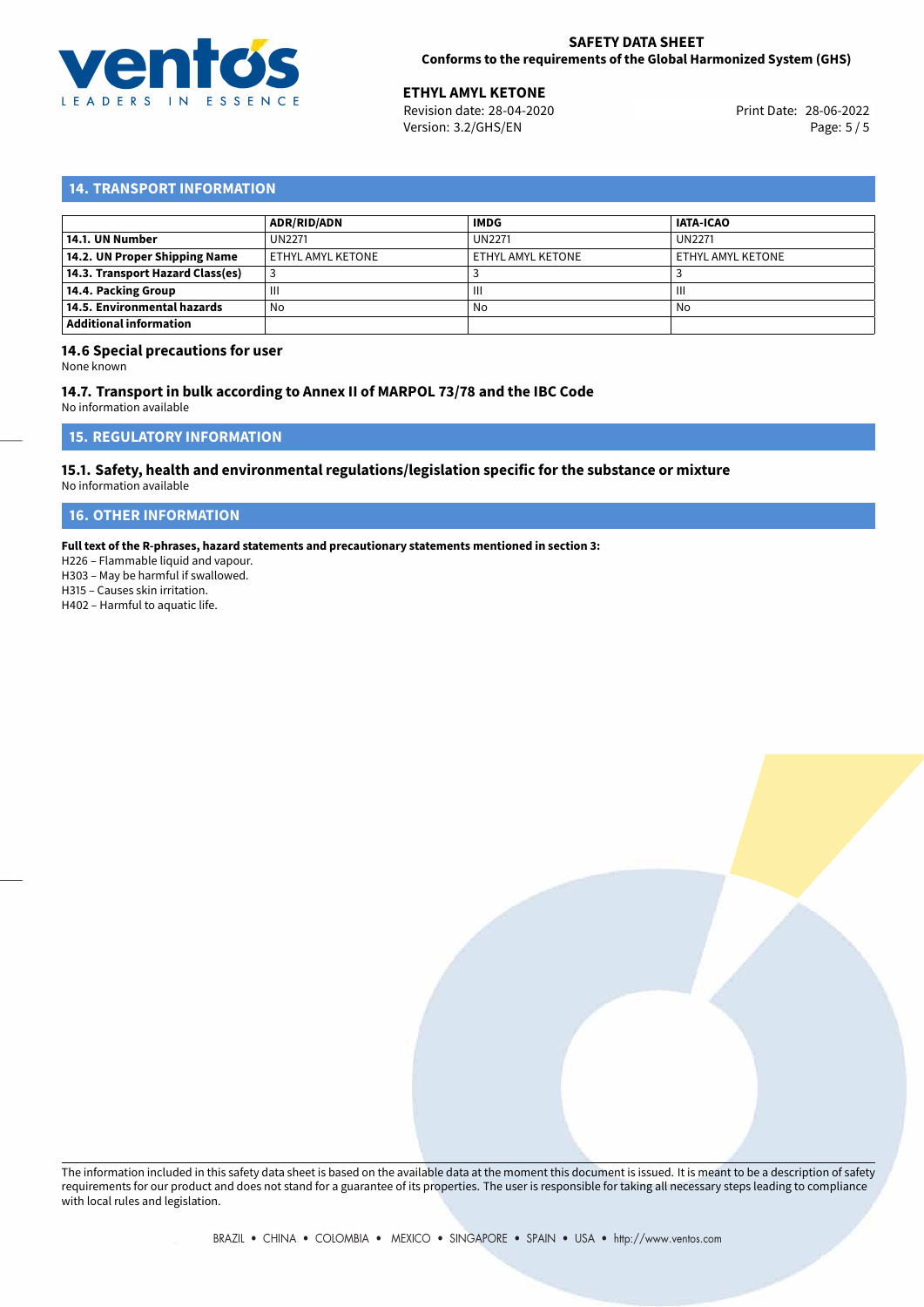## 14. TRANSPORT INFORMATION

| | ADR/RID/ADN | IMDG | IATA-ICAO |
|---|---|---|---|
| **14.1. UN Number** | UN2271 | UN2271 | UN2271 |
| **14.2. UN Proper Shipping Name** | ETHYL AMYL KETONE | ETHYL AMYL KETONE | ETHYL AMYL KETONE |
| **14.3. Transport Hazard Class(es)** | 3 | 3 | 3 |
| **14.4. Packing Group** | III | III | III |
| **14.5. Environmental hazards** | No | No | No |
| **Additional information** | | | |

### 14.6 Special precautions for user

None known

### 14.7. Transport in bulk according to Annex II of MARPOL 73/78 and the IBC Code

No information available

## 15. REGULATORY INFORMATION

### 15.1. Safety, health and environmental regulations/legislation specific for the substance or mixture

No information available

## 16. OTHER INFORMATION

**Full text of the R-phrases, hazard statements and precautionary statements mentioned in section 3:**

H226 – Flammable liquid and vapour.
H303 – May be harmful if swallowed.
H315 – Causes skin irritation.
H402 – Harmful to aquatic life.

The information included in this safety data sheet is based on the available data at the moment this document is issued. It is meant to be a description of safety requirements for our product and does not stand for a guarantee of its properties. The user is responsible for taking all necessary steps leading to compliance with local rules and legislation.